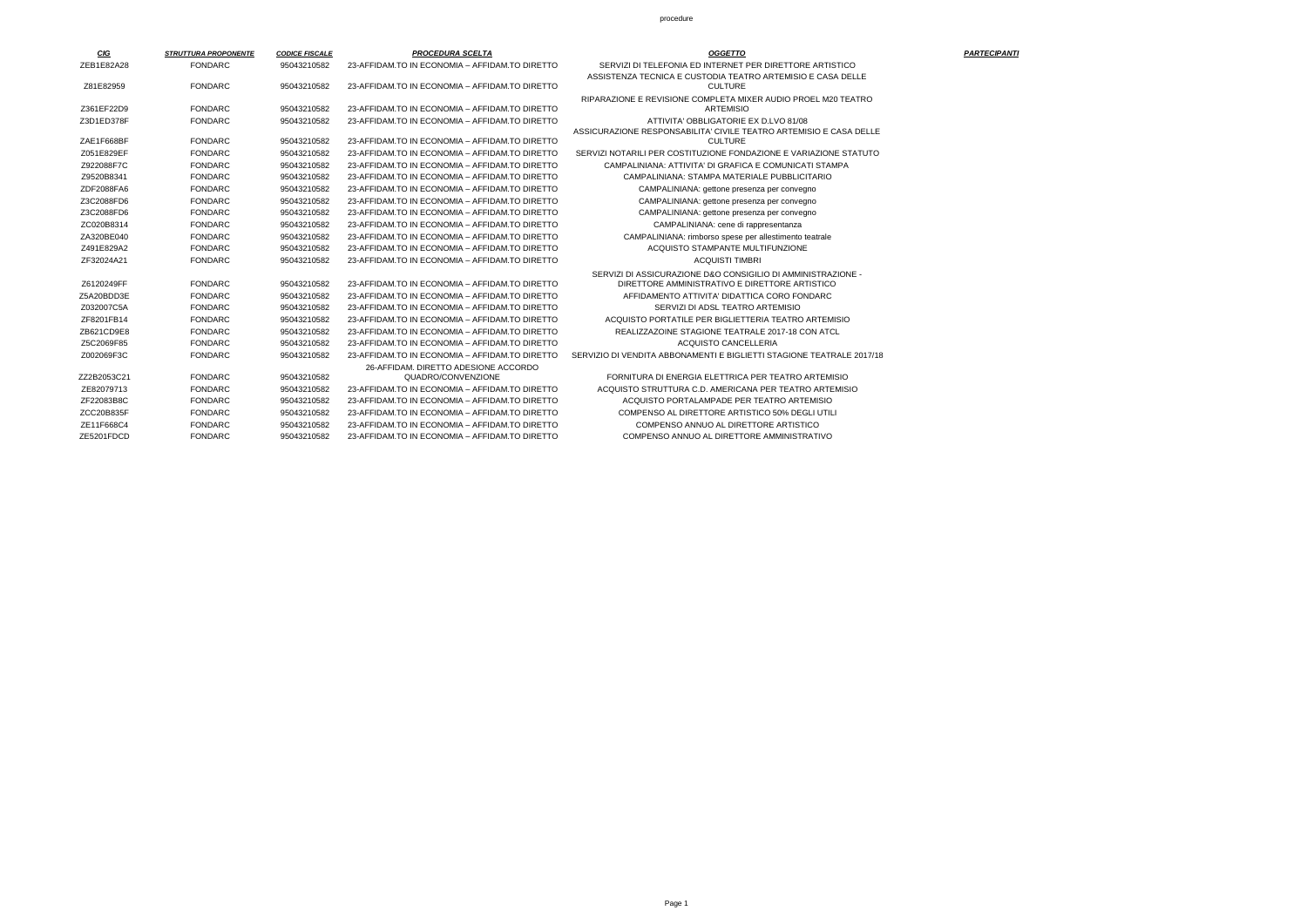| CIG | STRUTTURA PROPONENTE | CODICE FISCALE | PROCEDURA SCELTA | OGGETTO | PARTECIPANTI |
|---|---|---|---|---|---|
| ZEB1E82A28 | FONDARC | 95043210582 | 23-AFFIDAM.TO IN ECONOMIA – AFFIDAM.TO DIRETTO | SERVIZI DI TELEFONIA ED INTERNET PER DIRETTORE ARTISTICO | |
| Z81E82959 | FONDARC | 95043210582 | 23-AFFIDAM.TO IN ECONOMIA – AFFIDAM.TO DIRETTO | ASSISTENZA TECNICA E CUSTODIA TEATRO ARTEMISIO E CASA DELLE CULTURE | |
| Z361EF22D9 | FONDARC | 95043210582 | 23-AFFIDAM.TO IN ECONOMIA – AFFIDAM.TO DIRETTO | RIPARAZIONE E REVISIONE COMPLETA MIXER AUDIO PROEL M20 TEATRO ARTEMISIO | |
| Z3D1ED378F | FONDARC | 95043210582 | 23-AFFIDAM.TO IN ECONOMIA – AFFIDAM.TO DIRETTO | ATTIVITA' OBBLIGATORIE EX D.LVO 81/08 | |
| ZAE1F668BF | FONDARC | 95043210582 | 23-AFFIDAM.TO IN ECONOMIA – AFFIDAM.TO DIRETTO | ASSICURAZIONE RESPONSABILITA' CIVILE TEATRO ARTEMISIO E CASA DELLE CULTURE | |
| Z051E829EF | FONDARC | 95043210582 | 23-AFFIDAM.TO IN ECONOMIA – AFFIDAM.TO DIRETTO | SERVIZI NOTARILI PER COSTITUZIONE FONDAZIONE E VARIAZIONE STATUTO | |
| Z922088F7C | FONDARC | 95043210582 | 23-AFFIDAM.TO IN ECONOMIA – AFFIDAM.TO DIRETTO | CAMPALINIANA: ATTIVITA' DI GRAFICA E COMUNICATI STAMPA | |
| Z9520B8341 | FONDARC | 95043210582 | 23-AFFIDAM.TO IN ECONOMIA – AFFIDAM.TO DIRETTO | CAMPALINIANA: STAMPA MATERIALE PUBBLICITARIO | |
| ZDF2088FA6 | FONDARC | 95043210582 | 23-AFFIDAM.TO IN ECONOMIA – AFFIDAM.TO DIRETTO | CAMPALINIANA: gettone presenza per convegno | |
| Z3C2088FD6 | FONDARC | 95043210582 | 23-AFFIDAM.TO IN ECONOMIA – AFFIDAM.TO DIRETTO | CAMPALINIANA: gettone presenza per convegno | |
| Z3C2088FD6 | FONDARC | 95043210582 | 23-AFFIDAM.TO IN ECONOMIA – AFFIDAM.TO DIRETTO | CAMPALINIANA: gettone presenza per convegno | |
| ZC020B8314 | FONDARC | 95043210582 | 23-AFFIDAM.TO IN ECONOMIA – AFFIDAM.TO DIRETTO | CAMPALINIANA: cene di rappresentanza | |
| ZA320BE040 | FONDARC | 95043210582 | 23-AFFIDAM.TO IN ECONOMIA – AFFIDAM.TO DIRETTO | CAMPALINIANA: rimborso spese per allestimento teatrale | |
| Z491E829A2 | FONDARC | 95043210582 | 23-AFFIDAM.TO IN ECONOMIA – AFFIDAM.TO DIRETTO | ACQUISTO STAMPANTE MULTIFUNZIONE | |
| ZF32024A21 | FONDARC | 95043210582 | 23-AFFIDAM.TO IN ECONOMIA – AFFIDAM.TO DIRETTO | ACQUISTI TIMBRI | |
| Z6120249FF | FONDARC | 95043210582 | 23-AFFIDAM.TO IN ECONOMIA – AFFIDAM.TO DIRETTO | SERVIZI DI ASSICURAZIONE D&O CONSIGILIO DI AMMINISTRAZIONE - DIRETTORE AMMINISTRATIVO E DIRETTORE ARTISTICO | |
| Z5A20BDD3E | FONDARC | 95043210582 | 23-AFFIDAM.TO IN ECONOMIA – AFFIDAM.TO DIRETTO | AFFIDAMENTO ATTIVITA' DIDATTICA CORO FONDARC | |
| Z032007C5A | FONDARC | 95043210582 | 23-AFFIDAM.TO IN ECONOMIA – AFFIDAM.TO DIRETTO | SERVIZI DI ADSL TEATRO ARTEMISIO | |
| ZF8201FB14 | FONDARC | 95043210582 | 23-AFFIDAM.TO IN ECONOMIA – AFFIDAM.TO DIRETTO | ACQUISTO PORTATILE PER BIGLIETTERIA TEATRO ARTEMISIO | |
| ZB621CD9E8 | FONDARC | 95043210582 | 23-AFFIDAM.TO IN ECONOMIA – AFFIDAM.TO DIRETTO | REALIZZAZOINE STAGIONE TEATRALE 2017-18 CON ATCL | |
| Z5C2069F85 | FONDARC | 95043210582 | 23-AFFIDAM.TO IN ECONOMIA – AFFIDAM.TO DIRETTO | ACQUISTO CANCELLERIA | |
| Z002069F3C | FONDARC | 95043210582 | 23-AFFIDAM.TO IN ECONOMIA – AFFIDAM.TO DIRETTO | SERVIZIO DI VENDITA ABBONAMENTI E BIGLIETTI STAGIONE TEATRALE 2017/18 | |
| ZZ2B2053C21 | FONDARC | 95043210582 | 26-AFFIDAM. DIRETTO ADESIONE ACCORDO QUADRO/CONVENZIONE | FORNITURA DI ENERGIA ELETTRICA PER TEATRO ARTEMISIO | |
| ZE82079713 | FONDARC | 95043210582 | 23-AFFIDAM.TO IN ECONOMIA – AFFIDAM.TO DIRETTO | ACQUISTO STRUTTURA C.D. AMERICANA PER TEATRO ARTEMISIO | |
| ZF22083B8C | FONDARC | 95043210582 | 23-AFFIDAM.TO IN ECONOMIA – AFFIDAM.TO DIRETTO | ACQUISTO PORTALAMPADE PER TEATRO ARTEMISIO | |
| ZCC20B835F | FONDARC | 95043210582 | 23-AFFIDAM.TO IN ECONOMIA – AFFIDAM.TO DIRETTO | COMPENSO AL DIRETTORE ARTISTICO 50% DEGLI UTILI | |
| ZE11F668C4 | FONDARC | 95043210582 | 23-AFFIDAM.TO IN ECONOMIA – AFFIDAM.TO DIRETTO | COMPENSO ANNUO AL DIRETTORE ARTISTICO | |
| ZE5201FDCD | FONDARC | 95043210582 | 23-AFFIDAM.TO IN ECONOMIA – AFFIDAM.TO DIRETTO | COMPENSO ANNUO AL DIRETTORE AMMINISTRATIVO | |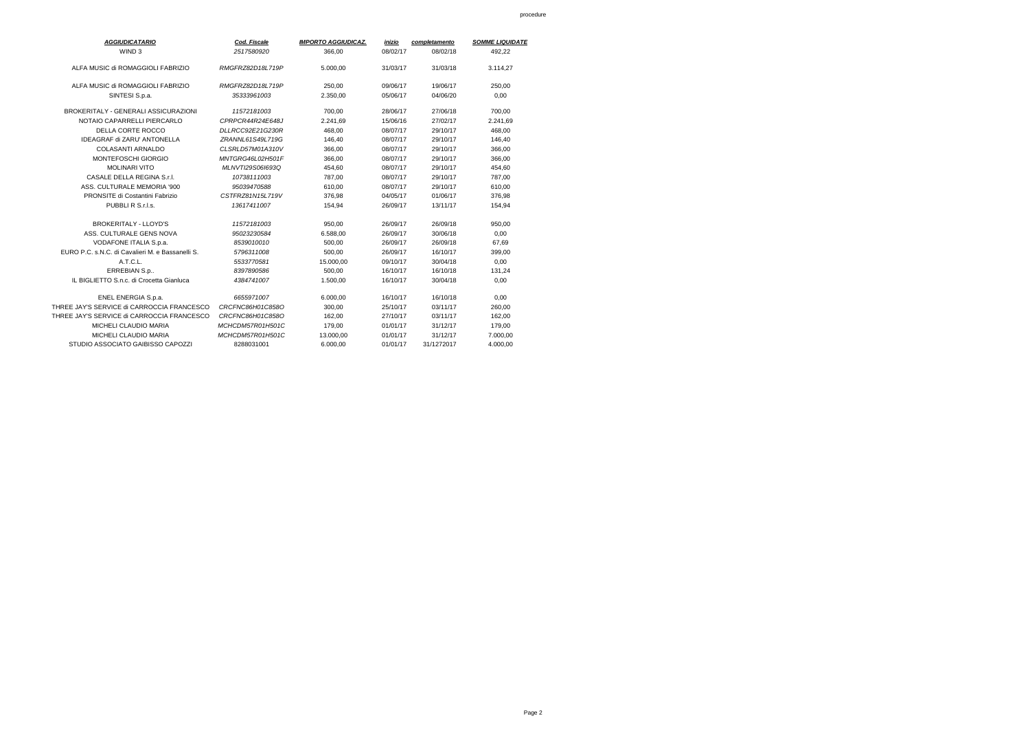| *AGGIUDICATARIO* | *Cod. Fiscale* | *IMPORTO AGGIUDICAZ.* | *inizio* | *completamento* | *SOMME LIQUIDATE* |
|---|---|---|---|---|---|
| WIND 3 | *2517580920* | 366,00 | 08/02/17 | 08/02/18 | 492,22 |
| ALFA MUSIC di ROMAGGIOLI FABRIZIO | *RMGFRZ82D18L719P* | 5.000,00 | 31/03/17 | 31/03/18 | 3.114,27 |
| ALFA MUSIC di ROMAGGIOLI FABRIZIO | *RMGFRZ82D18L719P* | 250,00 | 09/06/17 | 19/06/17 | 250,00 |
| SINTESI S.p.a. | *35333961003* | 2.350,00 | 05/06/17 | 04/06/20 | 0,00 |
| BROKERITALY - GENERALI ASSICURAZIONI | *11572181003* | 700,00 | 28/06/17 | 27/06/18 | 700,00 |
| NOTAIO CAPARRELLI PIERCARLO | *CPRPCR44R24E648J* | 2.241,69 | 15/06/16 | 27/02/17 | 2.241,69 |
| DELLA CORTE ROCCO | *DLLRCC92E21G230R* | 468,00 | 08/07/17 | 29/10/17 | 468,00 |
| IDEAGRAF di ZARU' ANTONELLA | *ZRANNL61S49L719G* | 146,40 | 08/07/17 | 29/10/17 | 146,40 |
| COLASANTI ARNALDO | *CLSRLD57M01A310V* | 366,00 | 08/07/17 | 29/10/17 | 366,00 |
| MONTEFOSCHI GIORGIO | *MNTGRG46L02H501F* | 366,00 | 08/07/17 | 29/10/17 | 366,00 |
| MOLINARI VITO | *MLNVTI29S06I693Q* | 454,60 | 08/07/17 | 29/10/17 | 454,60 |
| CASALE DELLA REGINA S.r.l. | *10738111003* | 787,00 | 08/07/17 | 29/10/17 | 787,00 |
| ASS. CULTURALE MEMORIA '900 | *95039470588* | 610,00 | 08/07/17 | 29/10/17 | 610,00 |
| PRONSITE di Costantini Fabrizio | *CSTFRZ81N15L719V* | 376,98 | 04/05/17 | 01/06/17 | 376,98 |
| PUBBLI R S.r.l.s. | *13617411007* | 154,94 | 26/09/17 | 13/11/17 | 154,94 |
| BROKERITALY - LLOYD'S | *11572181003* | 950,00 | 26/09/17 | 26/09/18 | 950,00 |
| ASS. CULTURALE GENS NOVA | *95023230584* | 6.588,00 | 26/09/17 | 30/06/18 | 0,00 |
| VODAFONE ITALIA S.p.a. | *8539010010* | 500,00 | 26/09/17 | 26/09/18 | 67,69 |
| EURO P.C. s.N.C. di Cavalieri M. e Bassanelli S. | *5796311008* | 500,00 | 26/09/17 | 16/10/17 | 399,00 |
| A.T.C.L. | *5533770581* | 15.000,00 | 09/10/17 | 30/04/18 | 0,00 |
| ERREBIAN S.p.. | *8397890586* | 500,00 | 16/10/17 | 16/10/18 | 131,24 |
| IL BIGLIETTO S.n.c. di Crocetta Gianluca | *4384741007* | 1.500,00 | 16/10/17 | 30/04/18 | 0,00 |
| ENEL ENERGIA S.p.a. | *6655971007* | 6.000,00 | 16/10/17 | 16/10/18 | 0,00 |
| THREE JAY'S SERVICE di CARROCCIA FRANCESCO | *CRCFNC86H01C858O* | 300,00 | 25/10/17 | 03/11/17 | 260,00 |
| THREE JAY'S SERVICE di CARROCCIA FRANCESCO | *CRCFNC86H01C858O* | 162,00 | 27/10/17 | 03/11/17 | 162,00 |
| MICHELI CLAUDIO MARIA | *MCHCDM57R01H501C* | 179,00 | 01/01/17 | 31/12/17 | 179,00 |
| MICHELI CLAUDIO MARIA | *MCHCDM57R01H501C* | 13.000,00 | 01/01/17 | 31/12/17 | 7.000,00 |
| STUDIO ASSOCIATO GAIBISSO CAPOZZI | 8288031001 | 6.000,00 | 01/01/17 | 31/1272017 | 4.000,00 |